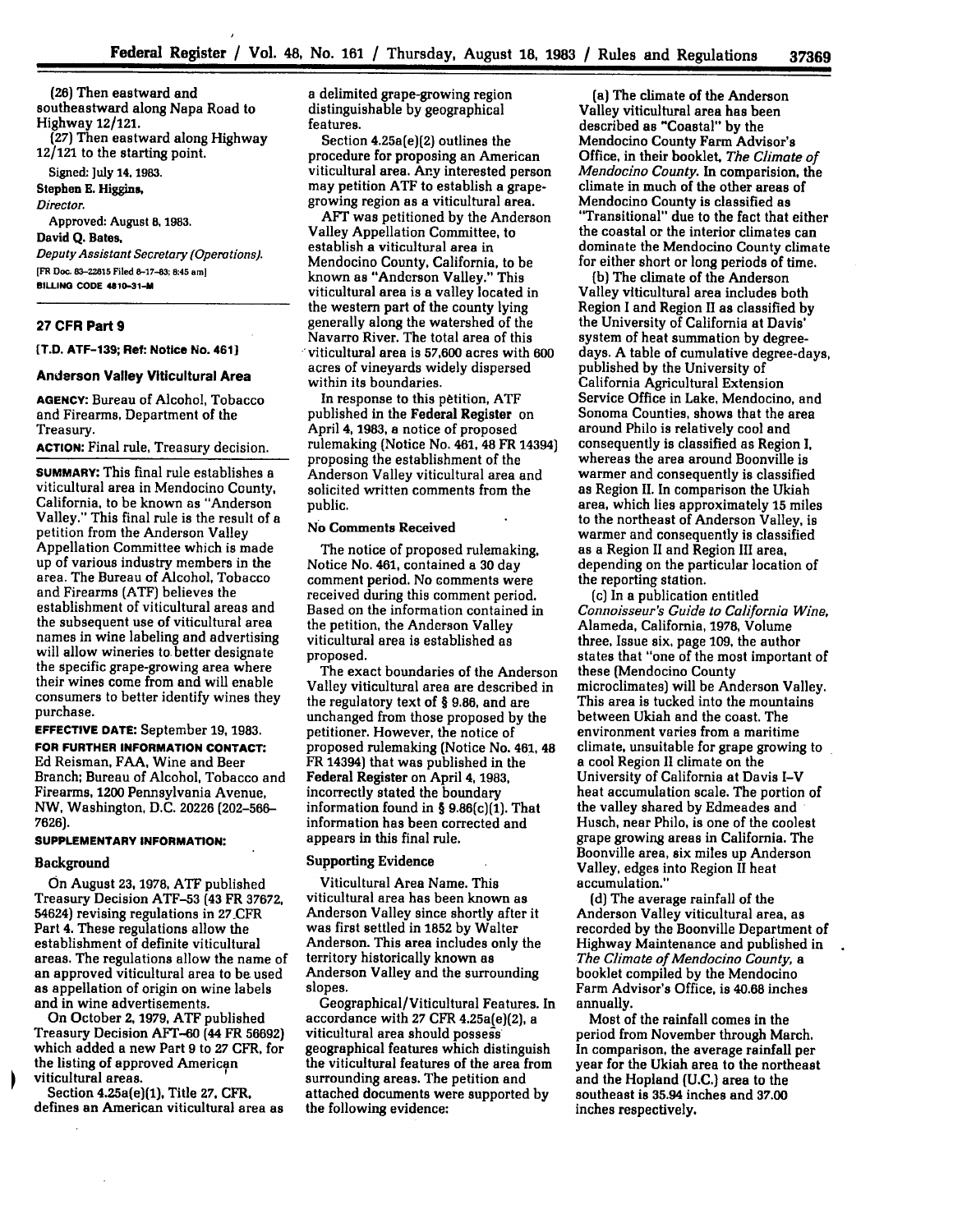(26) Then eastward and southeastward along Napa Road to Highway 12/121.

(27) Then eastward along Highway 12/121 to the starting point.

Signed: July 14, 1983.

**Stephen E. Higgins,**
*Director.*

Approved: August 8, 1983.

**David Q. Bates,**
*Deputy Assistant Secretary (Operations).*

[FR Doc. 83-22615 Filed 8-17-83; 8:45 am]

**BILLING CODE 4810-31-M**

---

## 27 CFR Part 9

**[T.D. ATF-139; Ref: Notice No. 461]**

### Anderson Valley Viticultural Area

**AGENCY:** Bureau of Alcohol, Tobacco and Firearms, Department of the Treasury.

**ACTION:** Final rule, Treasury decision.

**SUMMARY:** This final rule establishes a viticultural area in Mendocino County, California, to be known as "Anderson Valley." This final rule is the result of a petition from the Anderson Valley Appellation Committee which is made up of various industry members in the area. The Bureau of Alcohol, Tobacco and Firearms (ATF) believes the establishment of viticultural areas and the subsequent use of viticultural area names in wine labeling and advertising will allow wineries to better designate the specific grape-growing area where their wines come from and will enable consumers to better identify wines they purchase.

**EFFECTIVE DATE:** September 19, 1983.

**FOR FURTHER INFORMATION CONTACT:** Ed Reisman, FAA, Wine and Beer Branch; Bureau of Alcohol, Tobacco and Firearms, 1200 Pennsylvania Avenue, NW, Washington, D.C. 20226 (202-566-7626).

**SUPPLEMENTARY INFORMATION:**

#### Background

On August 23, 1978, ATF published Treasury Decision ATF-53 (43 FR 37672, 54624) revising regulations in 27 CFR Part 4. These regulations allow the establishment of definite viticultural areas. The regulations allow the name of an approved viticultural area to be used as appellation of origin on wine labels and in wine advertisements.

On October 2, 1979, ATF published Treasury Decision AFT-60 (44 FR 56692) which added a new Part 9 to 27 CFR, for the listing of approved American viticultural areas.

Section 4.25a(e)(1), Title 27, CFR, defines an American viticultural area as a delimited grape-growing region distinguishable by geographical features.

Section 4.25a(e)(2) outlines the procedure for proposing an American viticultural area. Any interested person may petition ATF to establish a grape-growing region as a viticultural area.

AFT was petitioned by the Anderson Valley Appellation Committee, to establish a viticultural area in Mendocino County, California, to be known as "Anderson Valley." This viticultural area is a valley located in the western part of the county lying generally along the watershed of the Navarro River. The total area of this viticultural area is 57,600 acres with 600 acres of vineyards widely dispersed within its boundaries.

In response to this petition, ATF published in the **Federal Register** on April 4, 1983, a notice of proposed rulemaking (Notice No. 461, 48 FR 14394) proposing the establishment of the Anderson Valley viticultural area and solicited written comments from the public.

#### No Comments Received

The notice of proposed rulemaking, Notice No. 461, contained a 30 day comment period. No comments were received during this comment period. Based on the information contained in the petition, the Anderson Valley viticultural area is established as proposed.

The exact boundaries of the Anderson Valley viticultural area are described in the regulatory text of § 9.86, and are unchanged from those proposed by the petitioner. However, the notice of proposed rulemaking (Notice No. 461, 48 FR 14394) that was published in the **Federal Register** on April 4, 1983, incorrectly stated the boundary information found in § 9.86(c)(1). That information has been corrected and appears in this final rule.

#### Supporting Evidence

Viticultural Area Name. This viticultural area has been known as Anderson Valley since shortly after it was first settled in 1852 by Walter Anderson. This area includes only the territory historically known as Anderson Valley and the surrounding slopes.

Geographical/Viticultural Features. In accordance with 27 CFR 4.25a(e)(2), a viticultural area should possess geographical features which distinguish the viticultural features of the area from surrounding areas. The petition and attached documents were supported by the following evidence:

(a) The climate of the Anderson Valley viticultural area has been described as "Coastal" by the Mendocino County Farm Advisor's Office, in their booklet, *The Climate of Mendocino County*. In comparision, the climate in much of the other areas of Mendocino County is classified as "Transitional" due to the fact that either the coastal or the interior climates can dominate the Mendocino County climate for either short or long periods of time.

(b) The climate of the Anderson Valley viticultural area includes both Region I and Region II as classified by the University of California at Davis' system of heat summation by degree-days. A table of cumulative degree-days, published by the University of California Agricultural Extension Service Office in Lake, Mendocino, and Sonoma Counties, shows that the area around Philo is relatively cool and consequently is classified as Region I, whereas the area around Boonville is warmer and consequently is classified as Region II. In comparison the Ukiah area, which lies approximately 15 miles to the northeast of Anderson Valley, is warmer and consequently is classified as a Region II and Region III area, depending on the particular location of the reporting station.

(c) In a publication entitled *Connoisseur's Guide to California Wine*, Alameda, California, 1978, Volume three, Issue six, page 109, the author states that "one of the most important of these (Mendocino County microclimates) will be Anderson Valley. This area is tucked into the mountains between Ukiah and the coast. The environment varies from a maritime climate, unsuitable for grape growing to a cool Region II climate on the University of California at Davis I-V heat accumulation scale. The portion of the valley shared by Edmeades and Husch, near Philo, is one of the coolest grape growing areas in California. The Boonville area, six miles up Anderson Valley, edges into Region II heat accumulation."

(d) The average rainfall of the Anderson Valley viticultural area, as recorded by the Boonville Department of Highway Maintenance and published in *The Climate of Mendocino County*, a booklet compiled by the Mendocino Farm Advisor's Office, is 40.68 inches annually.

Most of the rainfall comes in the period from November through March. In comparison, the average rainfall per year for the Ukiah area to the northeast and the Hopland (U.C.) area to the southeast is 35.94 inches and 37.00 inches respectively.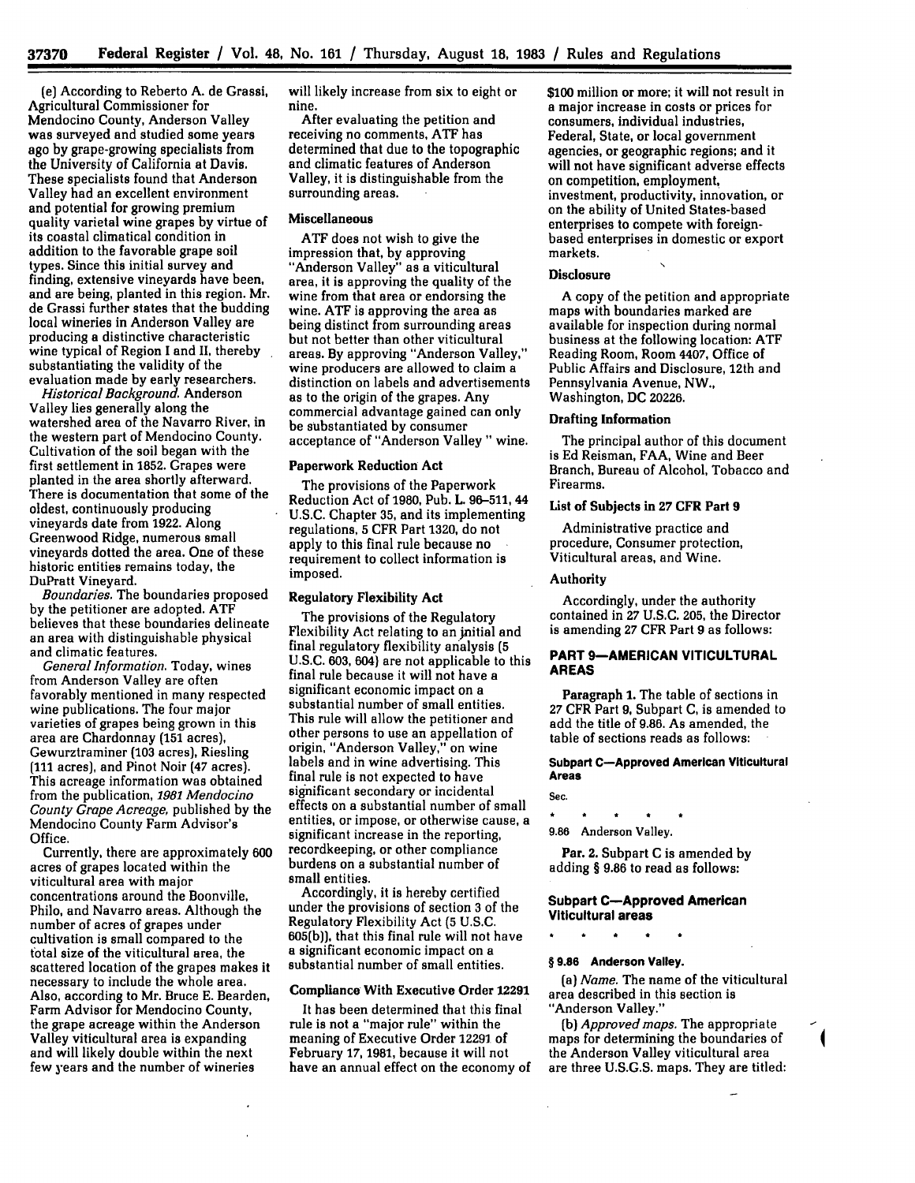(e) According to Roberto A. de Grassi, Agricultural Commissioner for Mendocino County, Anderson Valley was surveyed and studied some years ago by grape-growing specialists from the University of California at Davis. These specialists found that Anderson Valley had an excellent environment and potential for growing premium quality varietal wine grapes by virtue of its coastal climatical condition in addition to the favorable grape soil types. Since this initial survey and finding, extensive vineyards have been, and are being, planted in this region. Mr. de Grassi further states that the budding local wineries in Anderson Valley are producing a distinctive characteristic wine typical of Region I and II, thereby substantiating the validity of the evaluation made by early researchers.

*Historical Background.* Anderson Valley lies generally along the watershed area of the Navarro River, in the western part of Mendocino County. Cultivation of the soil began with the first settlement in 1852. Grapes were planted in the area shortly afterward. There is documentation that some of the oldest, continuously producing vineyards date from 1922. Along Greenwood Ridge, numerous small vineyards dotted the area. One of these historic entities remains today, the DuPratt Vineyard.

*Boundaries.* The boundaries proposed by the petitioner are adopted. ATF believes that these boundaries delineate an area with distinguishable physical and climatic features.

*General Information.* Today, wines from Anderson Valley are often favorably mentioned in many respected wine publications. The four major varieties of grapes being grown in this area are Chardonnay (151 acres), Gewurztraminer (103 acres), Riesling (111 acres), and Pinot Noir (47 acres). This acreage information was obtained from the publication, *1981 Mendocino County Grape Acreage,* published by the Mendocino County Farm Advisor's Office.

Currently, there are approximately 600 acres of grapes located within the viticultural area with major concentrations around the Boonville, Philo, and Navarro areas. Although the number of acres of grapes under cultivation is small compared to the total size of the viticultural area, the scattered location of the grapes makes it necessary to include the whole area. Also, according to Mr. Bruce E. Bearden, Farm Advisor for Mendocino County, the grape acreage within the Anderson Valley viticultural area is expanding and will likely double within the next few years and the number of wineries will likely increase from six to eight or nine.

After evaluating the petition and receiving no comments, ATF has determined that due to the topographic and climatic features of Anderson Valley, it is distinguishable from the surrounding areas.

### Miscellaneous

ATF does not wish to give the impression that, by approving "Anderson Valley" as a viticultural area, it is approving the quality of the wine from that area or endorsing the wine. ATF is approving the area as being distinct from surrounding areas but not better than other viticultural areas. By approving "Anderson Valley," wine producers are allowed to claim a distinction on labels and advertisements as to the origin of the grapes. Any commercial advantage gained can only be substantiated by consumer acceptance of "Anderson Valley" wine.

### Paperwork Reduction Act

The provisions of the Paperwork Reduction Act of 1980, Pub. L. 96-511, 44 U.S.C. Chapter 35, and its implementing regulations, 5 CFR Part 1320, do not apply to this final rule because no requirement to collect information is imposed.

### Regulatory Flexibility Act

The provisions of the Regulatory Flexibility Act relating to an initial and final regulatory flexibility analysis (5 U.S.C. 603, 604) are not applicable to this final rule because it will not have a significant economic impact on a substantial number of small entities. This rule will allow the petitioner and other persons to use an appellation of origin, "Anderson Valley," on wine labels and in wine advertising. This final rule is not expected to have significant secondary or incidental effects on a substantial number of small entities, or impose, or otherwise cause, a significant increase in the reporting, recordkeeping, or other compliance burdens on a substantial number of small entities.

Accordingly, it is hereby certified under the provisions of section 3 of the Regulatory Flexibility Act (5 U.S.C. 605(b)), that this final rule will not have a significant economic impact on a substantial number of small entities.

### Compliance With Executive Order 12291

It has been determined that this final rule is not a "major rule" within the meaning of Executive Order 12291 of February 17, 1981, because it will not have an annual effect on the economy of $100 million or more; it will not result in a major increase in costs or prices for consumers, individual industries, Federal, State, or local government agencies, or geographic regions; and it will not have significant adverse effects on competition, employment, investment, productivity, innovation, or on the ability of United States-based enterprises to compete with foreign-based enterprises in domestic or export markets.

### Disclosure

A copy of the petition and appropriate maps with boundaries marked are available for inspection during normal business at the following location: ATF Reading Room, Room 4407, Office of Public Affairs and Disclosure, 12th and Pennsylvania Avenue, NW., Washington, DC 20226.

### Drafting Information

The principal author of this document is Ed Reisman, FAA, Wine and Beer Branch, Bureau of Alcohol, Tobacco and Firearms.

### List of Subjects in 27 CFR Part 9

Administrative practice and procedure, Consumer protection, Viticultural areas, and Wine.

### Authority

Accordingly, under the authority contained in 27 U.S.C. 205, the Director is amending 27 CFR Part 9 as follows:

## PART 9—AMERICAN VITICULTURAL AREAS

**Paragraph 1.** The table of sections in 27 CFR Part 9, Subpart C, is amended to add the title of 9.86. As amended, the table of sections reads as follows:

#### Subpart C—Approved American Viticultural Areas

Sec.

\* \* \* \* \*

9.86 Anderson Valley.

**Par. 2.** Subpart C is amended by adding § 9.86 to read as follows:

### Subpart C—Approved American Viticultural areas

\* \* \* \* \*

#### § 9.86 Anderson Valley.

(a) *Name.* The name of the viticultural area described in this section is "Anderson Valley."

(b) *Approved maps.* The appropriate maps for determining the boundaries of the Anderson Valley viticultural area are three U.S.G.S. maps. They are titled: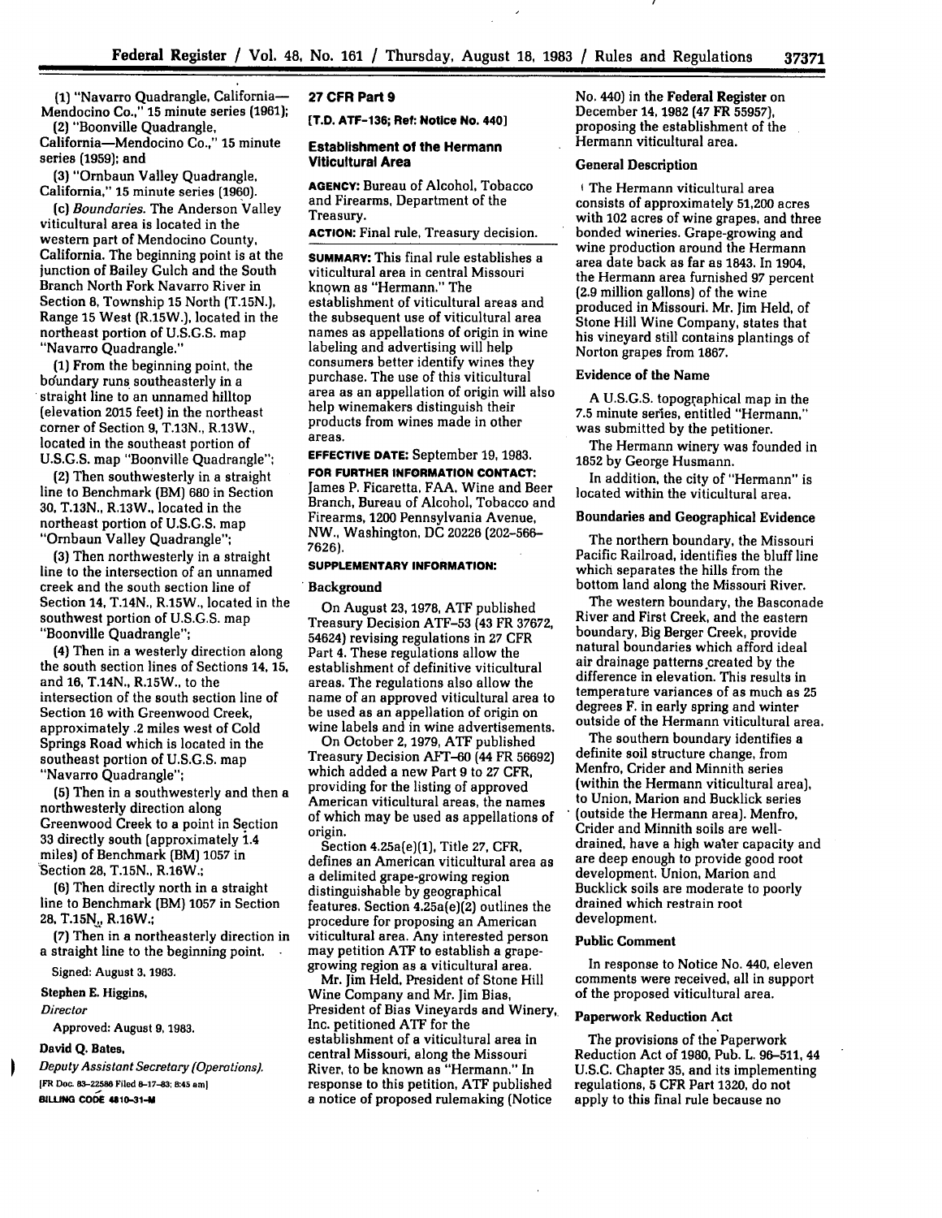(1) "Navarro Quadrangle, California—Mendocino Co.," 15 minute series (1961);

(2) "Boonville Quadrangle, California—Mendocino Co.," 15 minute series (1959); and

(3) "Ornbaun Valley Quadrangle, California," 15 minute series (1960).

(c) *Boundaries.* The Anderson Valley viticultural area is located in the western part of Mendocino County, California. The beginning point is at the junction of Bailey Gulch and the South Branch North Fork Navarro River in Section 8, Township 15 North (T.15N.), Range 15 West (R.15W.), located in the northeast portion of U.S.G.S. map "Navarro Quadrangle."

(1) From the beginning point, the boundary runs southeasterly in a straight line to an unnamed hilltop (elevation 2015 feet) in the northeast corner of Section 9, T.13N., R.13W., located in the southeast portion of U.S.G.S. map "Boonville Quadrangle";

(2) Then southwesterly in a straight line to Benchmark (BM) 680 in Section 30, T.13N., R.13W., located in the northeast portion of U.S.G.S. map "Ornbaun Valley Quadrangle";

(3) Then northwesterly in a straight line to the intersection of an unnamed creek and the south section line of Section 14, T.14N., R.15W., located in the southwest portion of U.S.G.S. map "Boonville Quadrangle";

(4) Then in a westerly direction along the south section lines of Sections 14, 15, and 16, T.14N., R.15W., to the intersection of the south section line of Section 16 with Greenwood Creek, approximately .2 miles west of Cold Springs Road which is located in the southeast portion of U.S.G.S. map "Navarro Quadrangle";

(5) Then in a southwesterly and then a northwesterly direction along Greenwood Creek to a point in Section 33 directly south (approximately 1.4 miles) of Benchmark (BM) 1057 in Section 28, T.15N., R.16W.;

(6) Then directly north in a straight line to Benchmark (BM) 1057 in Section 28, T.15N., R.16W.;

(7) Then in a northeasterly direction in a straight line to the beginning point.

Signed: August 3, 1983.

**Stephen E. Higgins,**

*Director*

Approved: August 9, 1983.

**David Q. Bates,**

*Deputy Assistant Secretary (Operations).*

[FR Doc. 83-22586 Filed 8-17-83; 8:45 am]

BILLING CODE 4810-31-M

## 27 CFR Part 9

**[T.D. ATF-136; Ref: Notice No. 440]**

### Establishment of the Hermann Viticultural Area

**AGENCY:** Bureau of Alcohol, Tobacco and Firearms, Department of the Treasury.

**ACTION:** Final rule, Treasury decision.

**SUMMARY:** This final rule establishes a viticultural area in central Missouri known as "Hermann." The establishment of viticultural areas and the subsequent use of viticultural area names as appellations of origin in wine labeling and advertising will help consumers better identify wines they purchase. The use of this viticultural area as an appellation of origin will also help winemakers distinguish their products from wines made in other areas.

**EFFECTIVE DATE:** September 19, 1983.

**FOR FURTHER INFORMATION CONTACT:** James P. Ficaretta, FAA, Wine and Beer Branch, Bureau of Alcohol, Tobacco and Firearms, 1200 Pennsylvania Avenue, NW., Washington, DC 20226 (202-566-7626).

**SUPPLEMENTARY INFORMATION:**

#### Background

On August 23, 1978, ATF published Treasury Decision ATF-53 (43 FR 37672, 54624) revising regulations in 27 CFR Part 4. These regulations allow the establishment of definitive viticultural areas. The regulations also allow the name of an approved viticultural area to be used as an appellation of origin on wine labels and in wine advertisements.

On October 2, 1979, ATF published Treasury Decision AFT-60 (44 FR 56692) which added a new Part 9 to 27 CFR, providing for the listing of approved American viticultural areas, the names of which may be used as appellations of origin.

Section 4.25a(e)(1), Title 27, CFR, defines an American viticultural area as a delimited grape-growing region distinguishable by geographical features. Section 4.25a(e)(2) outlines the procedure for proposing an American viticultural area. Any interested person may petition ATF to establish a grape-growing region as a viticultural area.

Mr. Jim Held, President of Stone Hill Wine Company and Mr. Jim Bias, President of Bias Vineyards and Winery, Inc. petitioned ATF for the establishment of a viticultural area in central Missouri, along the Missouri River, to be known as "Hermann." In response to this petition, ATF published a notice of proposed rulemaking (Notice No. 440) in the **Federal Register** on December 14, 1982 (47 FR 55957), proposing the establishment of the Hermann viticultural area.

#### General Description

The Hermann viticultural area consists of approximately 51,200 acres with 102 acres of wine grapes, and three bonded wineries. Grape-growing and wine production around the Hermann area date back as far as 1843. In 1904, the Hermann area furnished 97 percent (2.9 million gallons) of the wine produced in Missouri. Mr. Jim Held, of Stone Hill Wine Company, states that his vineyard still contains plantings of Norton grapes from 1867.

#### Evidence of the Name

A U.S.G.S. topographical map in the 7.5 minute series, entitled "Hermann," was submitted by the petitioner.

The Hermann winery was founded in 1852 by George Husmann.

In addition, the city of "Hermann" is located within the viticultural area.

#### Boundaries and Geographical Evidence

The northern boundary, the Missouri Pacific Railroad, identifies the bluff line which separates the hills from the bottom land along the Missouri River.

The western boundary, the Basconade River and First Creek, and the eastern boundary, Big Berger Creek, provide natural boundaries which afford ideal air drainage patterns created by the difference in elevation. This results in temperature variances of as much as 25 degrees F. in early spring and winter outside of the Hermann viticultural area.

The southern boundary identifies a definite soil structure change, from Menfro, Crider and Minnith series (within the Hermann viticultural area), to Union, Marion and Bucklick series (outside the Hermann area). Menfro, Crider and Minnith soils are well-drained, have a high water capacity and are deep enough to provide good root development. Union, Marion and Bucklick soils are moderate to poorly drained which restrain root development.

#### Public Comment

In response to Notice No. 440, eleven comments were received, all in support of the proposed viticultural area.

#### Paperwork Reduction Act

The provisions of the Paperwork Reduction Act of 1980, Pub. L. 96-511, 44 U.S.C. Chapter 35, and its implementing regulations, 5 CFR Part 1320, do not apply to this final rule because no